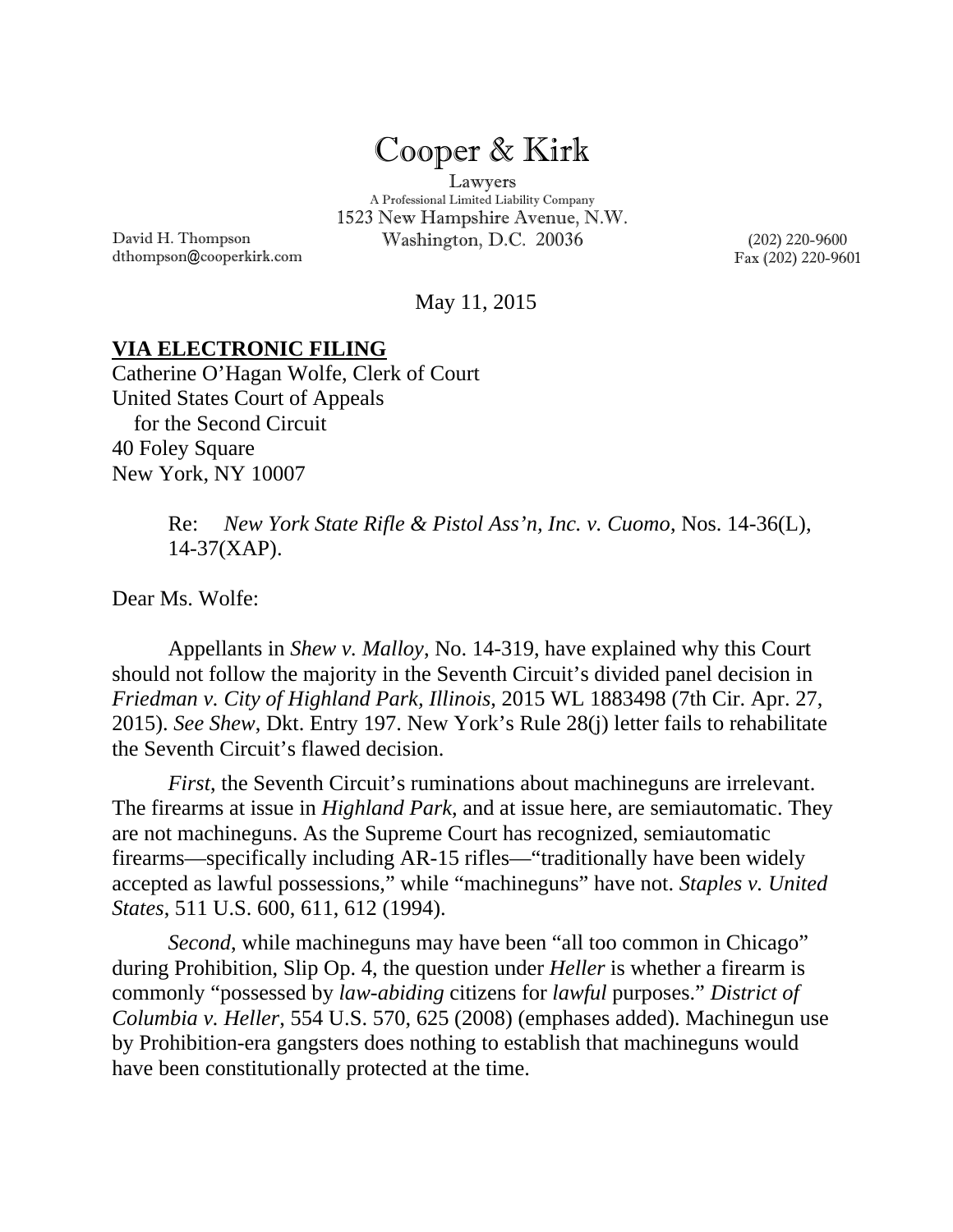# Cooper & Kirk

Lawyers
A Professional Limited Liability Company
1523 New Hampshire Avenue, N.W.
Washington, D.C. 20036

David H. Thompson
dthompson@cooperkirk.com

(202) 220-9600
Fax (202) 220-9601

May 11, 2015

**VIA ELECTRONIC FILING**
Catherine O'Hagan Wolfe, Clerk of Court
United States Court of Appeals
for the Second Circuit
40 Foley Square
New York, NY 10007

Re: *New York State Rifle & Pistol Ass'n, Inc. v. Cuomo*, Nos. 14-36(L), 14-37(XAP).

Dear Ms. Wolfe:

Appellants in *Shew v. Malloy*, No. 14-319, have explained why this Court should not follow the majority in the Seventh Circuit's divided panel decision in *Friedman v. City of Highland Park, Illinois*, 2015 WL 1883498 (7th Cir. Apr. 27, 2015). *See Shew*, Dkt. Entry 197. New York's Rule 28(j) letter fails to rehabilitate the Seventh Circuit's flawed decision.

*First*, the Seventh Circuit's ruminations about machineguns are irrelevant. The firearms at issue in *Highland Park*, and at issue here, are semiautomatic. They are not machineguns. As the Supreme Court has recognized, semiautomatic firearms—specifically including AR-15 rifles—"traditionally have been widely accepted as lawful possessions," while "machineguns" have not. *Staples v. United States*, 511 U.S. 600, 611, 612 (1994).

*Second*, while machineguns may have been "all too common in Chicago" during Prohibition, Slip Op. 4, the question under *Heller* is whether a firearm is commonly "possessed by *law-abiding* citizens for *lawful* purposes." *District of Columbia v. Heller*, 554 U.S. 570, 625 (2008) (emphases added). Machinegun use by Prohibition-era gangsters does nothing to establish that machineguns would have been constitutionally protected at the time.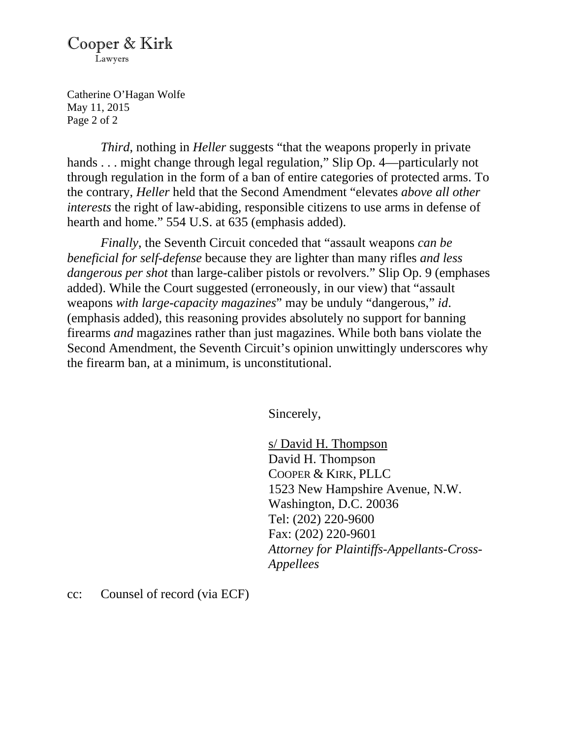*Third*, nothing in *Heller* suggests "that the weapons properly in private hands . . . might change through legal regulation," Slip Op. 4—particularly not through regulation in the form of a ban of entire categories of protected arms. To the contrary, *Heller* held that the Second Amendment "elevates *above all other interests* the right of law-abiding, responsible citizens to use arms in defense of hearth and home." 554 U.S. at 635 (emphasis added).

*Finally*, the Seventh Circuit conceded that "assault weapons *can be beneficial for self-defense* because they are lighter than many rifles *and less dangerous per shot* than large-caliber pistols or revolvers." Slip Op. 9 (emphases added). While the Court suggested (erroneously, in our view) that "assault weapons *with large-capacity magazines*" may be unduly "dangerous," *id*. (emphasis added), this reasoning provides absolutely no support for banning firearms *and* magazines rather than just magazines. While both bans violate the Second Amendment, the Seventh Circuit's opinion unwittingly underscores why the firearm ban, at a minimum, is unconstitutional.

Sincerely,

s/ David H. Thompson
David H. Thompson
COOPER & KIRK, PLLC
1523 New Hampshire Avenue, N.W.
Washington, D.C. 20036
Tel: (202) 220-9600
Fax: (202) 220-9601
*Attorney for Plaintiffs-Appellants-Cross-Appellees*

cc: Counsel of record (via ECF)